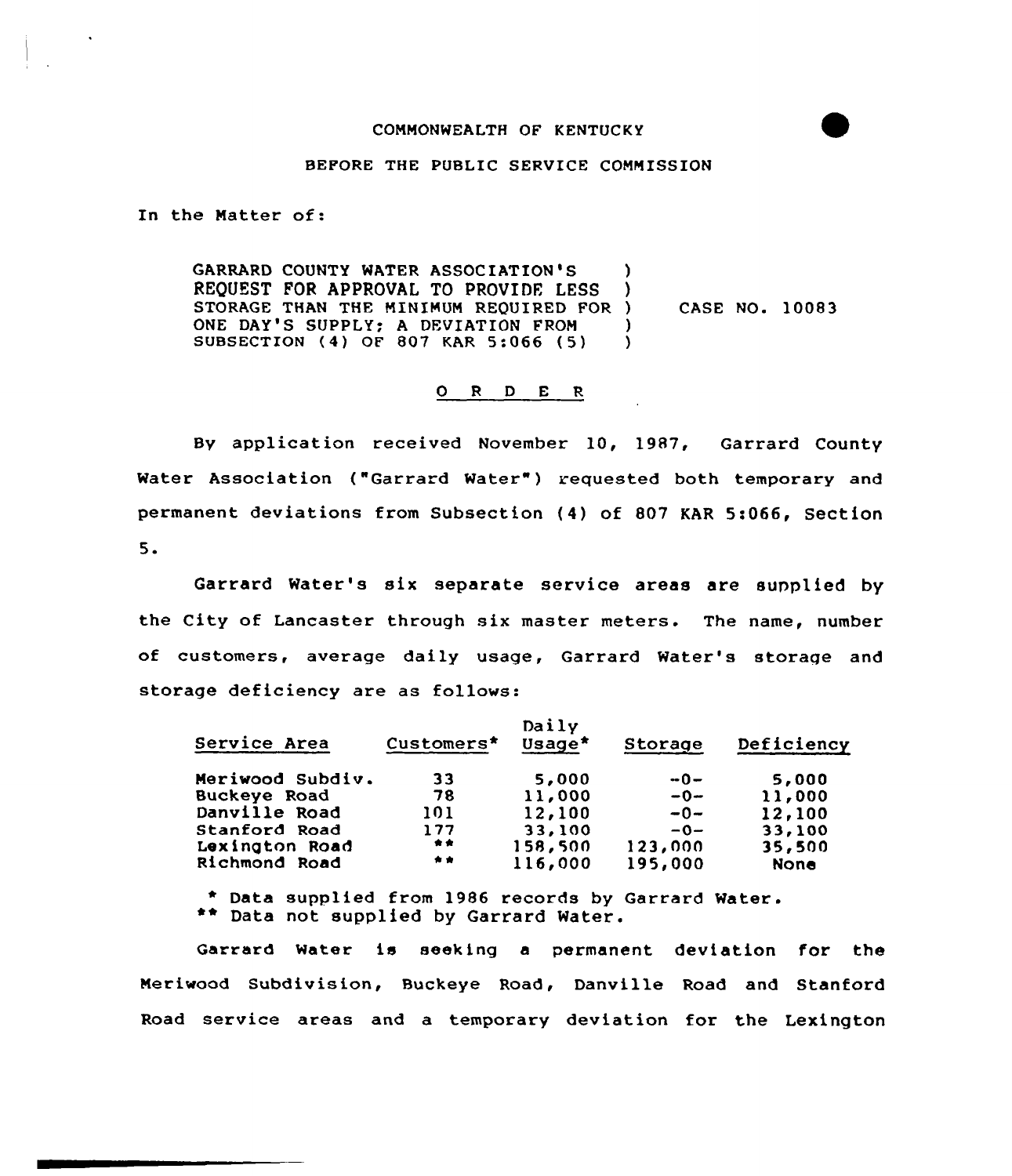COMMONWEALTH OF KENTUCKY

BEFORE THE PUBLIC SERVICE COMMISSION

In the Matter of:

GARRARD COUNTY WATER ASSOCIATION'S REQUEST FOR APPROVAL TO PROVIDE LESS STORAGE THAN THE MINIMUM REQUIRED FOR ONE DAY'S SUPPLY; A DEVIATION FROM SUBSECTION (4) OF 807 KAR 5:066 (5) ) CASE NO. 10083

## O R D E R

By application received November 10, 1987, Garrard County Water Association ("Garrard Water") requested both temporary and permanent deviations from Subsection (4) of 807 KAR 5:066, Section 5.

Garrard Water's six separate service areas are supplied by the City of Lancaster through six master meters. The name, number of customers, average daily usage, Garrard Water's storage and storage deficiency are as follows:

| Service Area | Customers* | Daily Usage* | Storage | Deficiency |
|---|---|---|---|---|
| Meriwood Subdiv. | 33 | 5,000 | -0- | 5,000 |
| Buckeye Road | 78 | 11,000 | -0- | 11,000 |
| Danville Road | 101 | 12,100 | -0- | 12,100 |
| Stanford Road | 177 | 33,100 | -0- | 33,100 |
| Lexington Road | ** | 158,500 | 123,000 | 35,500 |
| Richmond Road | ** | 116,000 | 195,000 | None |

\* Data supplied from 1986 records by Garrard Water.
** Data not supplied by Garrard Water.

Garrard Water is seeking a permanent deviation for the Meriwood Subdivision, Buckeye Road, Danville Road and Stanford Road service areas and a temporary deviation for the Lexington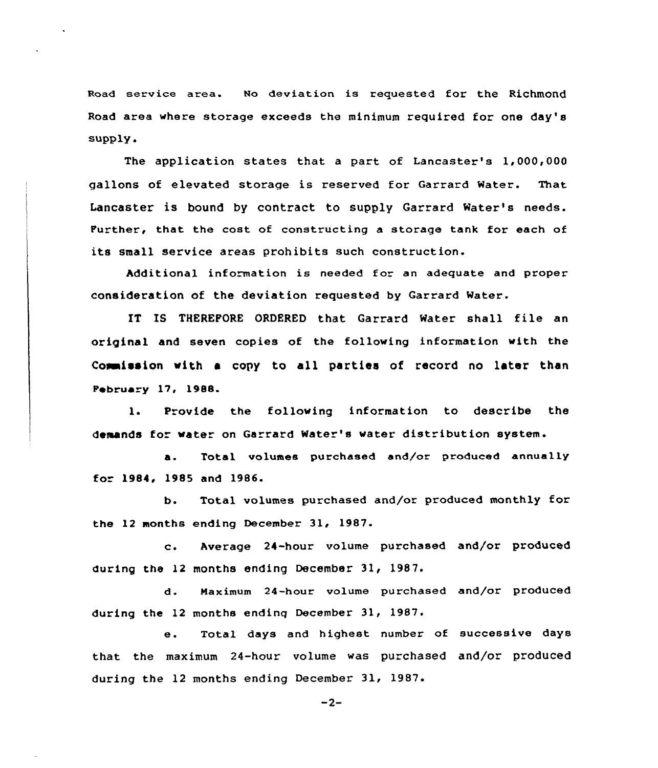Road service area. No deviation is requested for the Richmond Road area where storage exceeds the minimum required for one day's supply.

The application states that a part of Lancaster's 1,000,000 gallons of elevated storage is reserved for Garrard Water. That Lancaster is bound by contract to supply Garrard Water's needs. Further, that the cost of constructing a storage tank for each of its small service areas prohibits such construction.

Additional information is needed for an adequate and proper consideration of the deviation requested by Garrard Water.

IT IS THEREFORE ORDERED that Garrard Water shall file an original and seven copies of the following information with the Commission with a copy to all parties of record no later than February 17, 1988.

1. Provide the following information to describe the demands for water on Garrard Water's water distribution system.

   a. Total volumes purchased and/or produced annually for 1984, 1985 and 1986.

   b. Total volumes purchased and/or produced monthly for the 12 months ending December 31, 1987.

   c. Average 24-hour volume purchased and/or produced during the 12 months ending December 31, 1987.

   d. Maximum 24-hour volume purchased and/or produced during the 12 months ending December 31, 1987.

   e. Total days and highest number of successive days that the maximum 24-hour volume was purchased and/or produced during the 12 months ending December 31, 1987.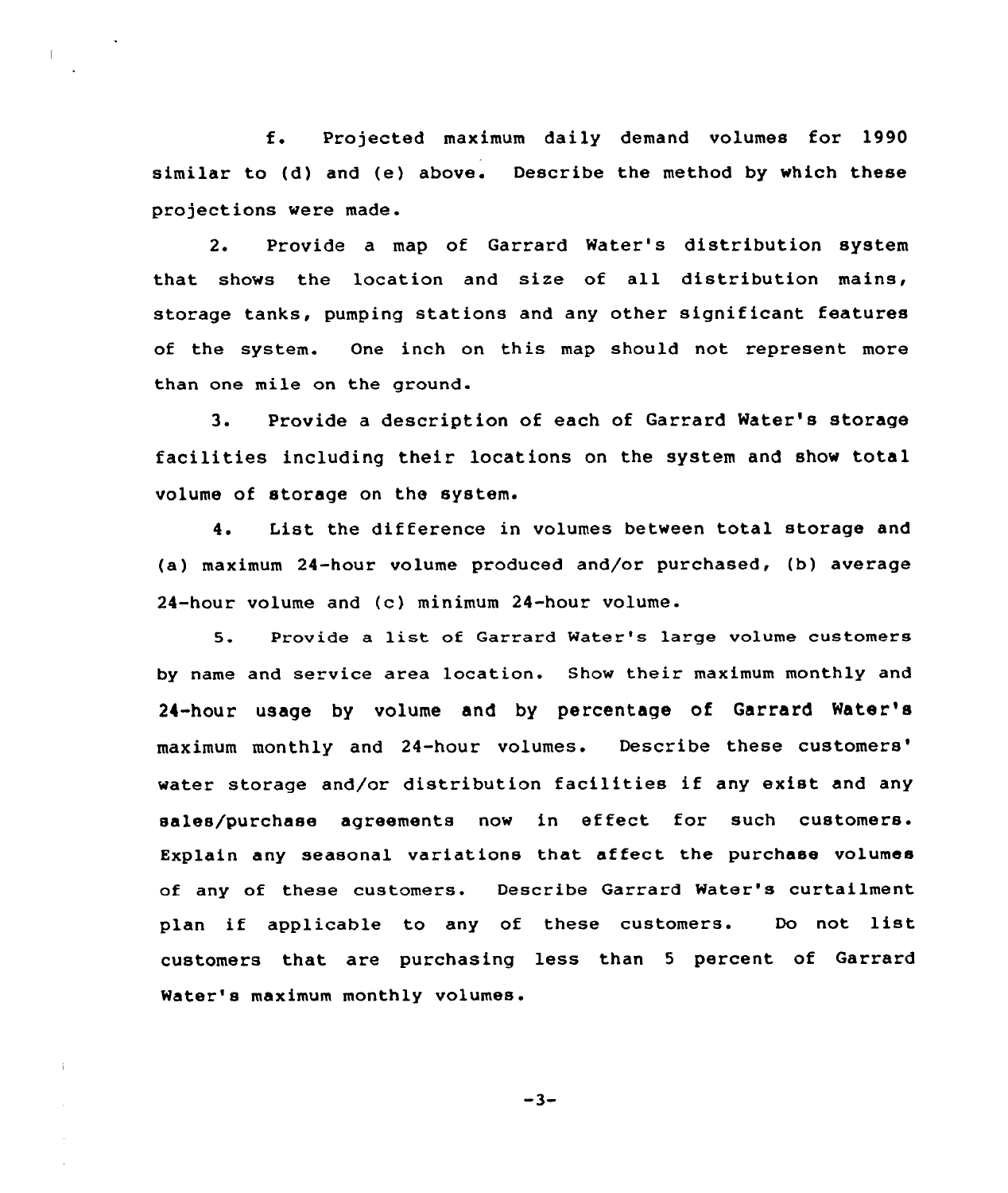f. Projected maximum daily demand volumes for 1990 similar to (d) and (e) above. Describe the method by which these projections were made.

2. Provide a map of Garrard Water's distribution system that shows the location and size of all distribution mains, storage tanks, pumping stations and any other significant features of the system. One inch on this map should not represent more than one mile on the ground.

3. Provide a description of each of Garrard Water's storage facilities including their locations on the system and show total volume of storage on the system.

4. List the difference in volumes between total storage and (a) maximum 24-hour volume produced and/or purchased, (b) average 24-hour volume and (c) minimum 24-hour volume.

5. Provide a list of Garrard Water's large volume customers by name and service area location. Show their maximum monthly and 24-hour usage by volume and by percentage of Garrard Water's maximum monthly and 24-hour volumes. Describe these customers' water storage and/or distribution facilities if any exist and any sales/purchase agreements now in effect for such customers. Explain any seasonal variations that affect the purchase volumes of any of these customers. Describe Garrard Water's curtailment plan if applicable to any of these customers. Do not list customers that are purchasing less than 5 percent of Garrard Water's maximum monthly volumes.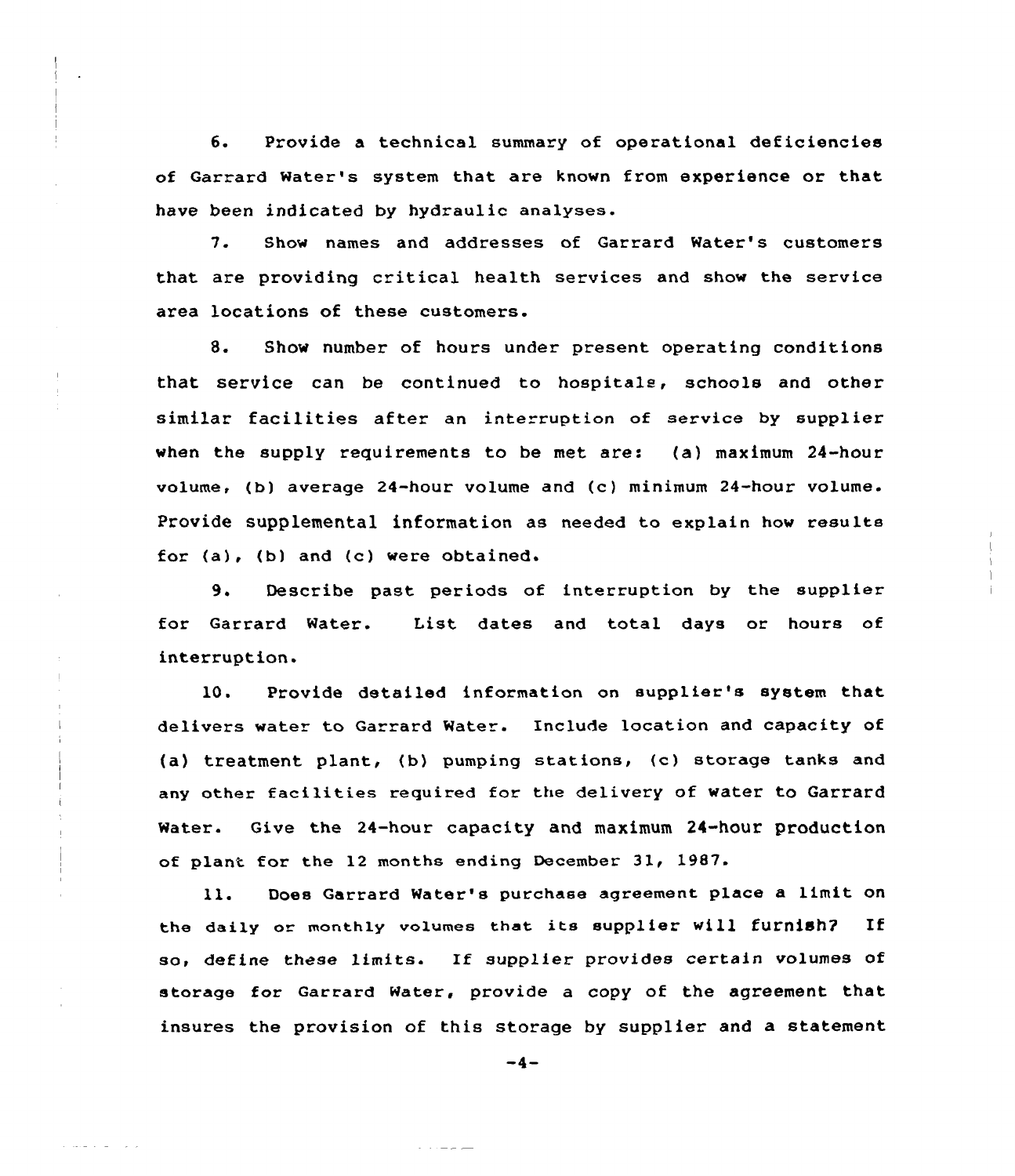6. Provide a technical summary of operational deficiencies of Garrard Water's system that are known from experience or that have been indicated by hydraulic analyses.

7. Show names and addresses of Garrard Water's customers that are providing critical health services and show the service area locations of these customers.

8. Show number of hours under present operating conditions that service can be continued to hospitals, schools and other similar facilities after an interruption of service by supplier when the supply requirements to be met are: (a) maximum 24-hour volume, (b) average 24-hour volume and (c) minimum 24-hour volume. Provide supplemental information as needed to explain how results for (a), (b) and (c) were obtained.

9. Describe past periods of interruption by the supplier for Garrard Water. List dates and total days or hours of interruption.

10. Provide detailed information on supplier's system that delivers water to Garrard Water. Include location and capacity of (a) treatment plant, (b) pumping stations, (c) storage tanks and any other facilities required for the delivery of water to Garrard Water. Give the 24-hour capacity and maximum 24-hour production of plant for the 12 months ending December 31, 1987.

11. Does Garrard Water's purchase agreement place a limit on the daily or monthly volumes that its supplier will furnish? If so, define these limits. If supplier provides certain volumes of storage for Garrard Water, provide a copy of the agreement that insures the provision of this storage by supplier and a statement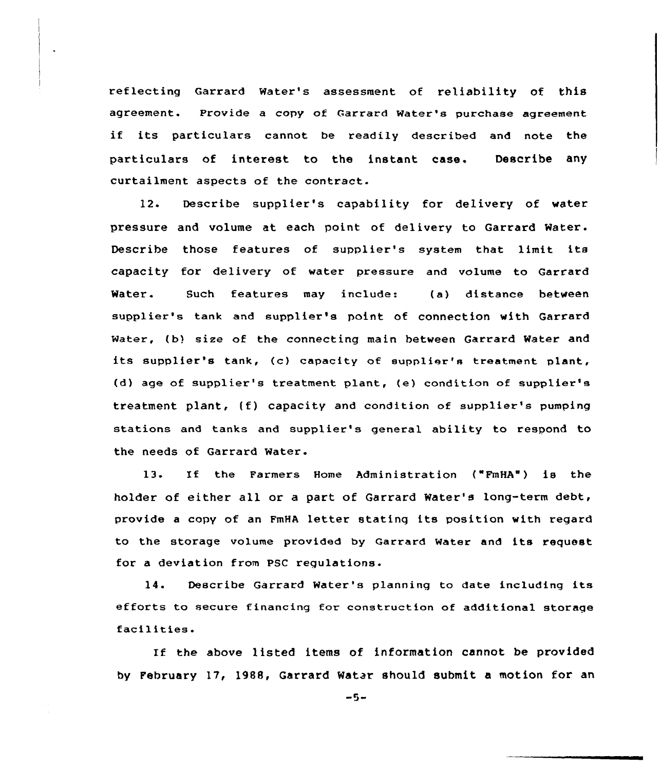reflecting Garrard Water's assessment of reliability of this agreement. Provide a copy of Garrard Water's purchase agreement if its particulars cannot be readily described and note the particulars of interest to the instant case. Describe any curtailment aspects of the contract.

12. Describe supplier's capability for delivery of water pressure and volume at each point of delivery to Garrard Water. Describe those features of supplier's system that limit its capacity for delivery of water pressure and volume to Garrard Water. Such features may include: (a) distance between supplier's tank and supplier's point of connection with Garrard Water, (b) size of the connecting main between Garrard Water and its supplier's tank, (c) capacity of supplier's treatment plant, (d) age of supplier's treatment plant, (e) condition of supplier's treatment plant, (f) capacity and condition of supplier's pumping stations and tanks and supplier's general ability to respond to the needs of Garrard Water.

13. If the Farmers Home Administration ("FmHA") is the holder of either all or a part of Garrard Water's long-term debt, provide a copy of an FmHA letter stating its position with regard to the storage volume provided by Garrard Water and its request for a deviation from PSC regulations.

14. Describe Garrard Water's planning to date including its efforts to secure financing for construction of additional storage facilities.

If the above listed items of information cannot be provided by February 17, 1988, Garrard Water should submit a motion for an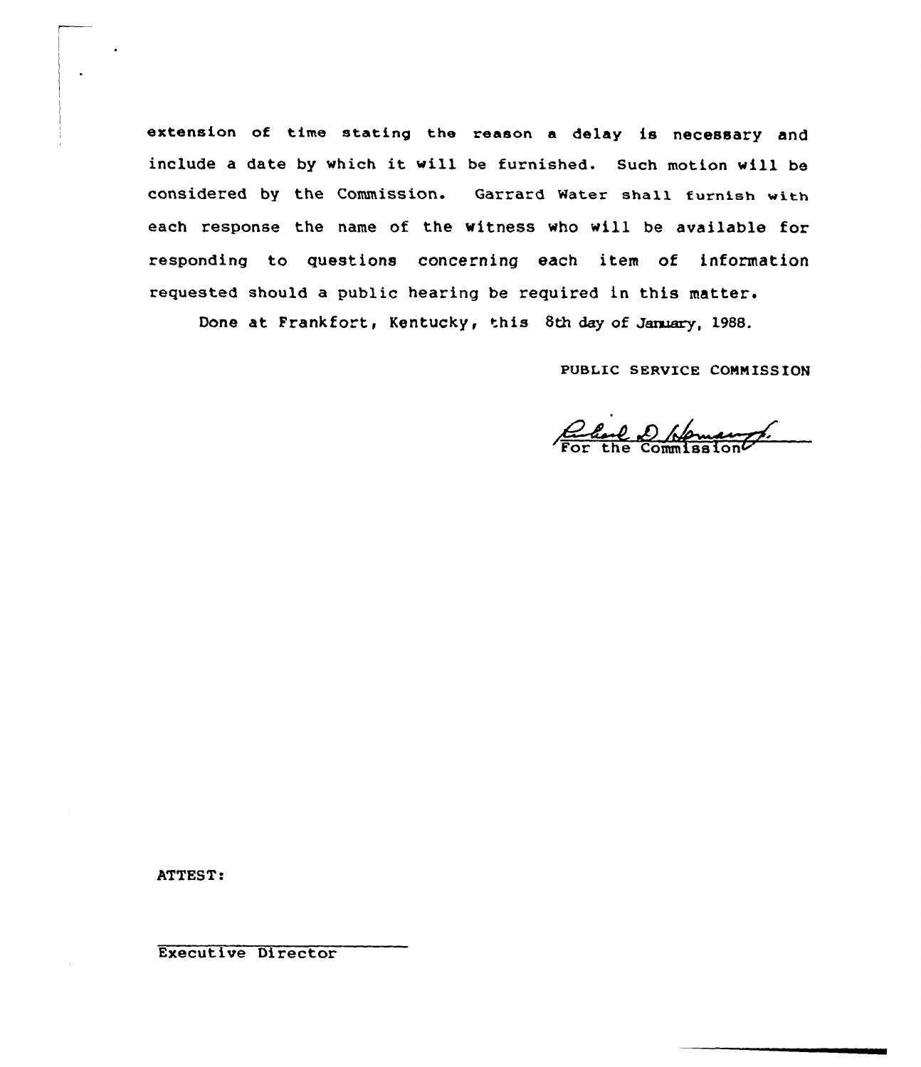extension of time stating the reason a delay is necessary and include a date by which it will be furnished. Such motion will be considered by the Commission. Garrard Water shall furnish with each response the name of the witness who will be available for responding to questions concerning each item of information requested should a public hearing be required in this matter.

Done at Frankfort, Kentucky, this 8th day of January, 1988.

PUBLIC SERVICE COMMISSION

For the Commission

ATTEST:

Executive Director